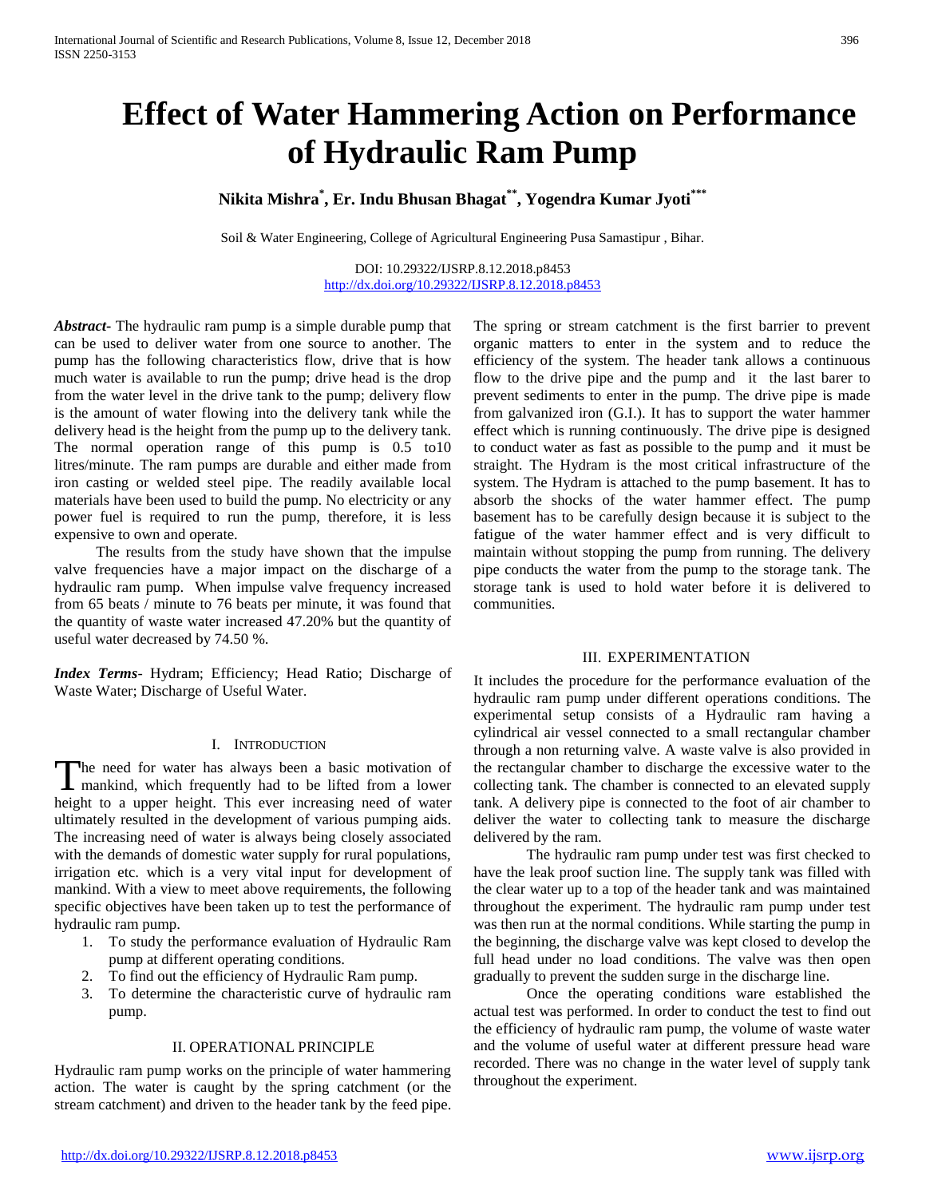# Effect of Water Hammering Action on Performance of Hydraulic Ram Pump

**Nikita Mishra[*], Er. Indu Bhusan Bhagat[**], Yogendra Kumar Jyoti[***]**

Soil & Water Engineering, College of Agricultural Engineering Pusa Samastipur , Bihar.

DOI: 10.29322/IJSRP.8.12.2018.p8453
http://dx.doi.org/10.29322/IJSRP.8.12.2018.p8453

***Abstract-*** The hydraulic ram pump is a simple durable pump that can be used to deliver water from one source to another. The pump has the following characteristics flow, drive that is how much water is available to run the pump; drive head is the drop from the water level in the drive tank to the pump; delivery flow is the amount of water flowing into the delivery tank while the delivery head is the height from the pump up to the delivery tank. The normal operation range of this pump is 0.5 to10 litres/minute. The ram pumps are durable and either made from iron casting or welded steel pipe. The readily available local materials have been used to build the pump. No electricity or any power fuel is required to run the pump, therefore, it is less expensive to own and operate.

The results from the study have shown that the impulse valve frequencies have a major impact on the discharge of a hydraulic ram pump. When impulse valve frequency increased from 65 beats / minute to 76 beats per minute, it was found that the quantity of waste water increased 47.20% but the quantity of useful water decreased by 74.50 %.

***Index Terms*-** Hydram; Efficiency; Head Ratio; Discharge of Waste Water; Discharge of Useful Water.

## I. Introduction

The need for water has always been a basic motivation of mankind, which frequently had to be lifted from a lower height to a upper height. This ever increasing need of water ultimately resulted in the development of various pumping aids. The increasing need of water is always being closely associated with the demands of domestic water supply for rural populations, irrigation etc. which is a very vital input for development of mankind. With a view to meet above requirements, the following specific objectives have been taken up to test the performance of hydraulic ram pump.

1. To study the performance evaluation of Hydraulic Ram pump at different operating conditions.
2. To find out the efficiency of Hydraulic Ram pump.
3. To determine the characteristic curve of hydraulic ram pump.

## II. OPERATIONAL PRINCIPLE

Hydraulic ram pump works on the principle of water hammering action. The water is caught by the spring catchment (or the stream catchment) and driven to the header tank by the feed pipe. The spring or stream catchment is the first barrier to prevent organic matters to enter in the system and to reduce the efficiency of the system. The header tank allows a continuous flow to the drive pipe and the pump and it the last barer to prevent sediments to enter in the pump. The drive pipe is made from galvanized iron (G.I.). It has to support the water hammer effect which is running continuously. The drive pipe is designed to conduct water as fast as possible to the pump and it must be straight. The Hydram is the most critical infrastructure of the system. The Hydram is attached to the pump basement. It has to absorb the shocks of the water hammer effect. The pump basement has to be carefully design because it is subject to the fatigue of the water hammer effect and is very difficult to maintain without stopping the pump from running. The delivery pipe conducts the water from the pump to the storage tank. The storage tank is used to hold water before it is delivered to communities.

## III. EXPERIMENTATION

It includes the procedure for the performance evaluation of the hydraulic ram pump under different operations conditions. The experimental setup consists of a Hydraulic ram having a cylindrical air vessel connected to a small rectangular chamber through a non returning valve. A waste valve is also provided in the rectangular chamber to discharge the excessive water to the collecting tank. The chamber is connected to an elevated supply tank. A delivery pipe is connected to the foot of air chamber to deliver the water to collecting tank to measure the discharge delivered by the ram.

The hydraulic ram pump under test was first checked to have the leak proof suction line. The supply tank was filled with the clear water up to a top of the header tank and was maintained throughout the experiment. The hydraulic ram pump under test was then run at the normal conditions. While starting the pump in the beginning, the discharge valve was kept closed to develop the full head under no load conditions. The valve was then open gradually to prevent the sudden surge in the discharge line.

Once the operating conditions ware established the actual test was performed. In order to conduct the test to find out the efficiency of hydraulic ram pump, the volume of waste water and the volume of useful water at different pressure head ware recorded. There was no change in the water level of supply tank throughout the experiment.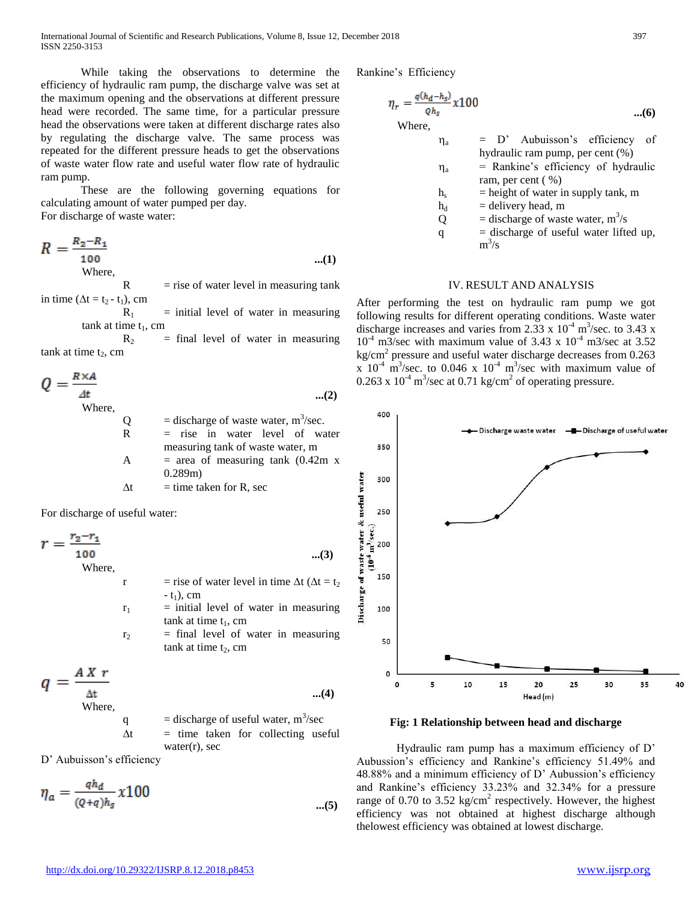While taking the observations to determine the efficiency of hydraulic ram pump, the discharge valve was set at the maximum opening and the observations at different pressure head were recorded. The same time, for a particular pressure head the observations were taken at different discharge rates also by regulating the discharge valve. The same process was repeated for the different pressure heads to get the observations of waste water flow rate and useful water flow rate of hydraulic ram pump.

These are the following governing equations for calculating amount of water pumped per day.

For discharge of waste water:

$$R = \frac{R_2 - R_1}{100} \quad \text{...(1)}$$

Where,

$R$ = rise of water level in measuring tank in time ($\Delta t = t_2 - t_1$), cm

$R_1$ = initial level of water in measuring tank at time $t_1$, cm

$R_2$ = final level of water in measuring tank at time $t_2$, cm

$$Q = \frac{R \times A}{\Delta t} \quad \text{...(2)}$$

Where,

$Q$ = discharge of waste water, $m^3$/sec.

$R$ = rise in water level of water measuring tank of waste water, m

$A$ = area of measuring tank (0.42m x 0.289m)

$\Delta t$ = time taken for R, sec

For discharge of useful water:

$$r = \frac{r_2 - r_1}{100} \quad \text{...(3)}$$

Where,

$r$ = rise of water level in time $\Delta t$ ($\Delta t = t_2 - t_1$), cm

$r_1$ = initial level of water in measuring tank at time $t_1$, cm

$r_2$ = final level of water in measuring tank at time $t_2$, cm

$$q = \frac{A \; X \; r}{\Delta t} \quad \text{...(4)}$$

Where,

$q$ = discharge of useful water, $m^3$/sec

$\Delta t$ = time taken for collecting useful water(r), sec

D' Aubuisson's efficiency

$$\eta_a = \frac{q h_d}{(Q+q) h_s} x100 \quad \text{...(5)}$$

Rankine's Efficiency

$$\eta_r = \frac{q(h_d - h_s)}{Q h_s} x100 \quad \text{...(6)}$$

Where,

$\eta_a$ = D' Aubuisson's efficiency of hydraulic ram pump, per cent (%)

$\eta_a$ = Rankine's efficiency of hydraulic ram, per cent ( %)

$h_s$ = height of water in supply tank, m

$h_d$ = delivery head, m

$Q$ = discharge of waste water, $m^3$/s

$q$ = discharge of useful water lifted up, $m^3$/s

## IV. RESULT AND ANALYSIS

After performing the test on hydraulic ram pump we got following results for different operating conditions. Waste water discharge increases and varies from 2.33 x $10^{-4}$ $m^3$/sec. to 3.43 x $10^{-4}$ m3/sec with maximum value of 3.43 x $10^{-4}$ m3/sec at 3.52 kg/$cm^2$ pressure and useful water discharge decreases from 0.263 x $10^{-4}$ $m^3$/sec. to 0.046 x $10^{-4}$ $m^3$/sec with maximum value of 0.263 x $10^{-4}$ $m^3$/sec at 0.71 kg/$cm^2$ of operating pressure.

**Fig: 1 Relationship between head and discharge**

Hydraulic ram pump has a maximum efficiency of D' Aubussion's efficiency and Rankine's efficiency 51.49% and 48.88% and a minimum efficiency of D' Aubussion's efficiency and Rankine's efficiency 33.23% and 32.34% for a pressure range of 0.70 to 3.52 kg/$cm^2$ respectively. However, the highest efficiency was not obtained at highest discharge although thelowest efficiency was obtained at lowest discharge.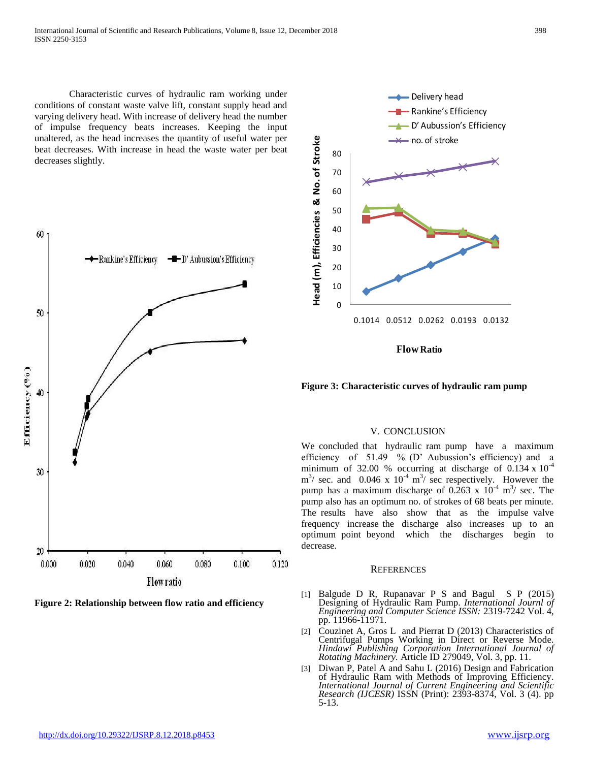Characteristic curves of hydraulic ram working under conditions of constant waste valve lift, constant supply head and varying delivery head. With increase of delivery head the number of impulse frequency beats increases. Keeping the input unaltered, as the head increases the quantity of useful water per beat decreases. With increase in head the waste water per beat decreases slightly.

**Figure 2: Relationship between flow ratio and efficiency**

**Figure 3: Characteristic curves of hydraulic ram pump**

## V. CONCLUSION

We concluded that hydraulic ram pump have a maximum efficiency of 51.49 % (D' Aubussion's efficiency) and a minimum of 32.00 % occurring at discharge of $0.134 \times 10^{-4}$ $m^3$/ sec. and $0.046 \times 10^{-4}$ $m^3$/ sec respectively. However the pump has a maximum discharge of $0.263 \times 10^{-4}$ $m^3$/ sec. The pump also has an optimum no. of strokes of 68 beats per minute. The results have also show that as the impulse valve frequency increase the discharge also increases up to an optimum point beyond which the discharges begin to decrease.

## REFERENCES

[1] Balgude D R, Rupanavar P S and Bagul S P (2015) Designing of Hydraulic Ram Pump. *International Journl of Engineering and Computer Science ISSN:* 2319-7242 Vol. 4, pp. 11966-11971.

[2] Couzinet A, Gros L and Pierrat D (2013) Characteristics of Centrifugal Pumps Working in Direct or Reverse Mode. *Hindawi Publishing Corporation International Journal of Rotating Machinery.* Article ID 279049, Vol. 3, pp. 11.

[3] Diwan P, Patel A and Sahu L (2016) Design and Fabrication of Hydraulic Ram with Methods of Improving Efficiency. *International Journal of Current Engineering and Scientific Research (IJCESR)* ISSN (Print): 2393-8374, Vol. 3 (4). pp 5-13.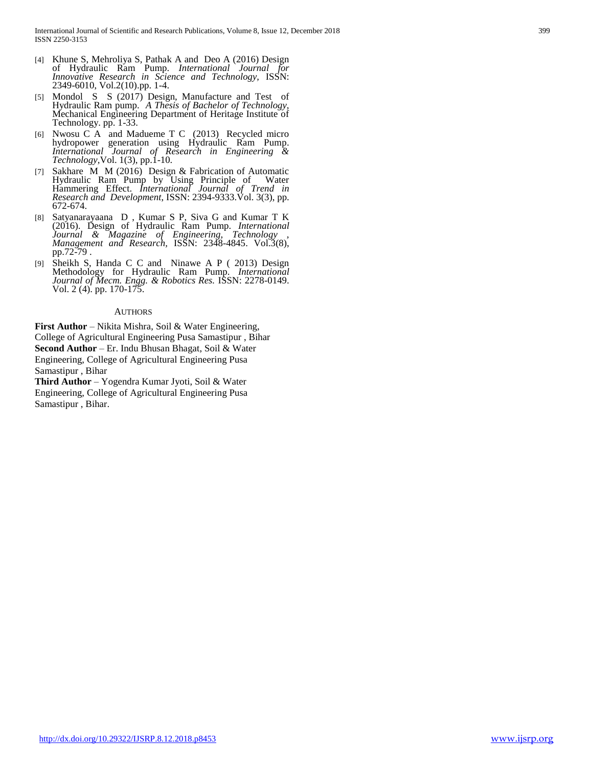[4] Khune S, Mehroliya S, Pathak A and Deo A (2016) Design of Hydraulic Ram Pump. *International Journal for Innovative Research in Science and Technology*, ISSN: 2349-6010, Vol.2(10).pp. 1-4.

[5] Mondol S S (2017) Design, Manufacture and Test of Hydraulic Ram pump. *A Thesis of Bachelor of Technology*, Mechanical Engineering Department of Heritage Institute of Technology. pp. 1-33.

[6] Nwosu C A and Madueme T C (2013) Recycled micro hydropower generation using Hydraulic Ram Pump. *International Journal of Research in Engineering & Technology*,Vol. 1(3), pp.1-10.

[7] Sakhare M M (2016) Design & Fabrication of Automatic Hydraulic Ram Pump by Using Principle of Water Hammering Effect. *International Journal of Trend in Research and Development*, ISSN: 2394-9333.Vol. 3(3), pp. 672-674.

[8] Satyanarayaana D , Kumar S P, Siva G and Kumar T K (2016). Design of Hydraulic Ram Pump. *International Journal & Magazine of Engineering, Technology , Management and Research*, ISSN: 2348-4845. Vol.3(8), pp.72-79 .

[9] Sheikh S, Handa C C and Ninawe A P ( 2013) Design Methodology for Hydraulic Ram Pump. *International Journal of Mecm. Engg. & Robotics Res.* ISSN: 2278-0149. Vol. 2 (4). pp. 170-175.

## AUTHORS

**First Author** – Nikita Mishra, Soil & Water Engineering, College of Agricultural Engineering Pusa Samastipur , Bihar

**Second Author** – Er. Indu Bhusan Bhagat, Soil & Water Engineering, College of Agricultural Engineering Pusa Samastipur , Bihar

**Third Author** – Yogendra Kumar Jyoti, Soil & Water Engineering, College of Agricultural Engineering Pusa Samastipur , Bihar.